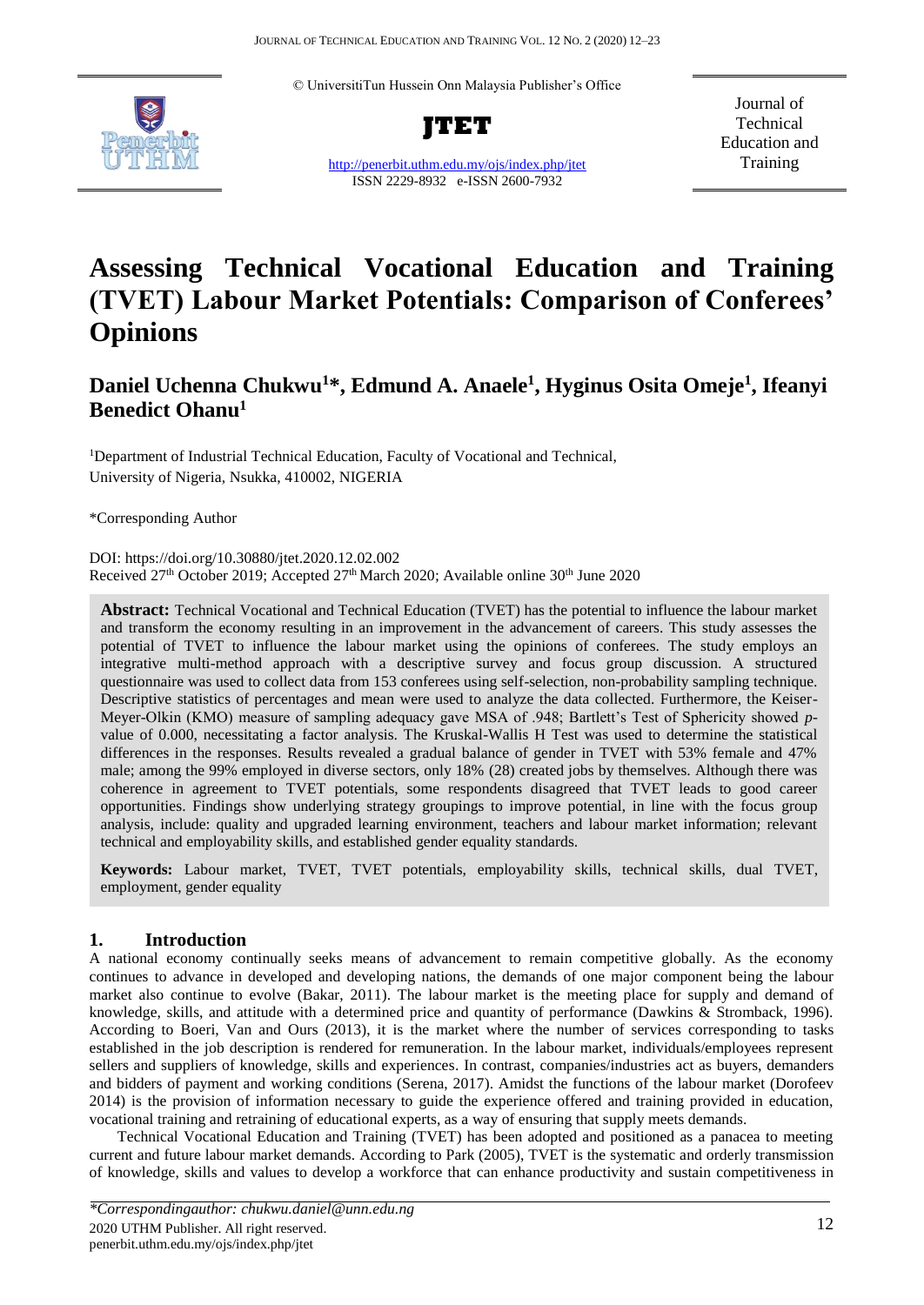© UniversitiTun Hussein Onn Malaysia Publisher's Office

**JTET**

http://penerbit.uthm.edu.my/ojs/index.php/jtet
ISSN 2229-8932 e-ISSN 2600-7932

Journal of Technical Education and Training

# Assessing Technical Vocational Education and Training (TVET) Labour Market Potentials: Comparison of Conferees' Opinions

**Daniel Uchenna Chukwu[1]*, Edmund A. Anaele[1], Hyginus Osita Omeje[1], Ifeanyi Benedict Ohanu[1]**

[1]Department of Industrial Technical Education, Faculty of Vocational and Technical, University of Nigeria, Nsukka, 410002, NIGERIA

*Corresponding Author

DOI: https://doi.org/10.30880/jtet.2020.12.02.002
Received 27th October 2019; Accepted 27th March 2020; Available online 30th June 2020

**Abstract:** Technical Vocational and Technical Education (TVET) has the potential to influence the labour market and transform the economy resulting in an improvement in the advancement of careers. This study assesses the potential of TVET to influence the labour market using the opinions of conferees. The study employs an integrative multi-method approach with a descriptive survey and focus group discussion. A structured questionnaire was used to collect data from 153 conferees using self-selection, non-probability sampling technique. Descriptive statistics of percentages and mean were used to analyze the data collected. Furthermore, the Keiser-Meyer-Olkin (KMO) measure of sampling adequacy gave MSA of .948; Bartlett's Test of Sphericity showed *p*-value of 0.000, necessitating a factor analysis. The Kruskal-Wallis H Test was used to determine the statistical differences in the responses. Results revealed a gradual balance of gender in TVET with 53% female and 47% male; among the 99% employed in diverse sectors, only 18% (28) created jobs by themselves. Although there was coherence in agreement to TVET potentials, some respondents disagreed that TVET leads to good career opportunities. Findings show underlying strategy groupings to improve potential, in line with the focus group analysis, include: quality and upgraded learning environment, teachers and labour market information; relevant technical and employability skills, and established gender equality standards.

**Keywords:** Labour market, TVET, TVET potentials, employability skills, technical skills, dual TVET, employment, gender equality

## 1. Introduction

A national economy continually seeks means of advancement to remain competitive globally. As the economy continues to advance in developed and developing nations, the demands of one major component being the labour market also continue to evolve (Bakar, 2011). The labour market is the meeting place for supply and demand of knowledge, skills, and attitude with a determined price and quantity of performance (Dawkins & Stromback, 1996). According to Boeri, Van and Ours (2013), it is the market where the number of services corresponding to tasks established in the job description is rendered for remuneration. In the labour market, individuals/employees represent sellers and suppliers of knowledge, skills and experiences. In contrast, companies/industries act as buyers, demanders and bidders of payment and working conditions (Serena, 2017). Amidst the functions of the labour market (Dorofeev 2014) is the provision of information necessary to guide the experience offered and training provided in education, vocational training and retraining of educational experts, as a way of ensuring that supply meets demands.

Technical Vocational Education and Training (TVET) has been adopted and positioned as a panacea to meeting current and future labour market demands. According to Park (2005), TVET is the systematic and orderly transmission of knowledge, skills and values to develop a workforce that can enhance productivity and sustain competitiveness in

*\*Correspondingauthor: chukwu.daniel@unn.edu.ng*
2020 UTHM Publisher. All right reserved.
penerbit.uthm.edu.my/ojs/index.php/jtet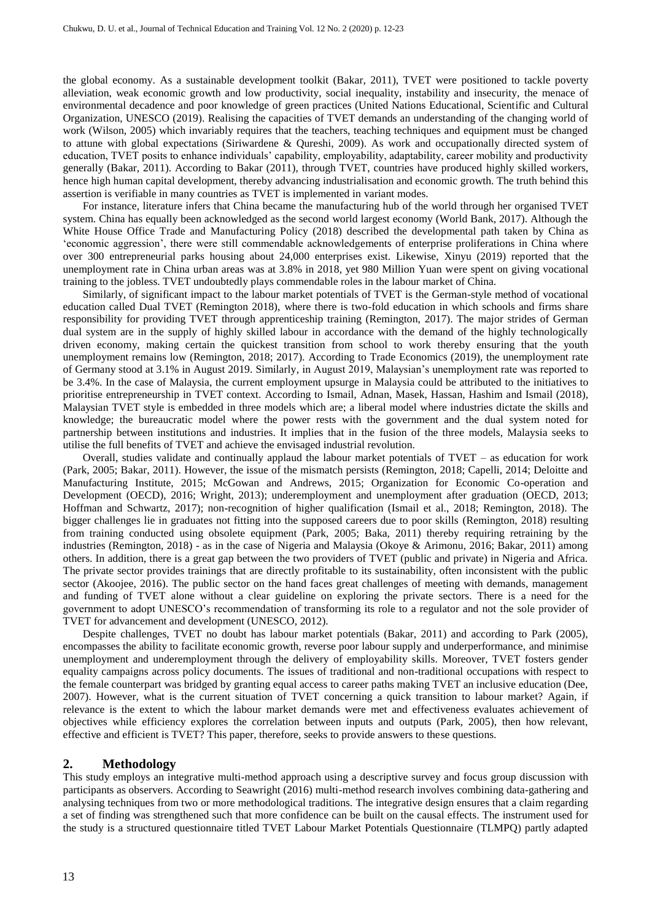the global economy. As a sustainable development toolkit (Bakar, 2011), TVET were positioned to tackle poverty alleviation, weak economic growth and low productivity, social inequality, instability and insecurity, the menace of environmental decadence and poor knowledge of green practices (United Nations Educational, Scientific and Cultural Organization, UNESCO (2019). Realising the capacities of TVET demands an understanding of the changing world of work (Wilson, 2005) which invariably requires that the teachers, teaching techniques and equipment must be changed to attune with global expectations (Siriwardene & Qureshi, 2009). As work and occupationally directed system of education, TVET posits to enhance individuals' capability, employability, adaptability, career mobility and productivity generally (Bakar, 2011). According to Bakar (2011), through TVET, countries have produced highly skilled workers, hence high human capital development, thereby advancing industrialisation and economic growth. The truth behind this assertion is verifiable in many countries as TVET is implemented in variant modes.

For instance, literature infers that China became the manufacturing hub of the world through her organised TVET system. China has equally been acknowledged as the second world largest economy (World Bank, 2017). Although the White House Office Trade and Manufacturing Policy (2018) described the developmental path taken by China as 'economic aggression', there were still commendable acknowledgements of enterprise proliferations in China where over 300 entrepreneurial parks housing about 24,000 enterprises exist. Likewise, Xinyu (2019) reported that the unemployment rate in China urban areas was at 3.8% in 2018, yet 980 Million Yuan were spent on giving vocational training to the jobless. TVET undoubtedly plays commendable roles in the labour market of China.

Similarly, of significant impact to the labour market potentials of TVET is the German-style method of vocational education called Dual TVET (Remington 2018), where there is two-fold education in which schools and firms share responsibility for providing TVET through apprenticeship training (Remington, 2017). The major strides of German dual system are in the supply of highly skilled labour in accordance with the demand of the highly technologically driven economy, making certain the quickest transition from school to work thereby ensuring that the youth unemployment remains low (Remington, 2018; 2017). According to Trade Economics (2019), the unemployment rate of Germany stood at 3.1% in August 2019. Similarly, in August 2019, Malaysian's unemployment rate was reported to be 3.4%. In the case of Malaysia, the current employment upsurge in Malaysia could be attributed to the initiatives to prioritise entrepreneurship in TVET context. According to Ismail, Adnan, Masek, Hassan, Hashim and Ismail (2018), Malaysian TVET style is embedded in three models which are; a liberal model where industries dictate the skills and knowledge; the bureaucratic model where the power rests with the government and the dual system noted for partnership between institutions and industries. It implies that in the fusion of the three models, Malaysia seeks to utilise the full benefits of TVET and achieve the envisaged industrial revolution.

Overall, studies validate and continually applaud the labour market potentials of TVET – as education for work (Park, 2005; Bakar, 2011). However, the issue of the mismatch persists (Remington, 2018; Capelli, 2014; Deloitte and Manufacturing Institute, 2015; McGowan and Andrews, 2015; Organization for Economic Co-operation and Development (OECD), 2016; Wright, 2013); underemployment and unemployment after graduation (OECD, 2013; Hoffman and Schwartz, 2017); non-recognition of higher qualification (Ismail et al., 2018; Remington, 2018). The bigger challenges lie in graduates not fitting into the supposed careers due to poor skills (Remington, 2018) resulting from training conducted using obsolete equipment (Park, 2005; Baka, 2011) thereby requiring retraining by the industries (Remington, 2018) - as in the case of Nigeria and Malaysia (Okoye & Arimonu, 2016; Bakar, 2011) among others. In addition, there is a great gap between the two providers of TVET (public and private) in Nigeria and Africa. The private sector provides trainings that are directly profitable to its sustainability, often inconsistent with the public sector (Akoojee, 2016). The public sector on the hand faces great challenges of meeting with demands, management and funding of TVET alone without a clear guideline on exploring the private sectors. There is a need for the government to adopt UNESCO's recommendation of transforming its role to a regulator and not the sole provider of TVET for advancement and development (UNESCO, 2012).

Despite challenges, TVET no doubt has labour market potentials (Bakar, 2011) and according to Park (2005), encompasses the ability to facilitate economic growth, reverse poor labour supply and underperformance, and minimise unemployment and underemployment through the delivery of employability skills. Moreover, TVET fosters gender equality campaigns across policy documents. The issues of traditional and non-traditional occupations with respect to the female counterpart was bridged by granting equal access to career paths making TVET an inclusive education (Dee, 2007). However, what is the current situation of TVET concerning a quick transition to labour market? Again, if relevance is the extent to which the labour market demands were met and effectiveness evaluates achievement of objectives while efficiency explores the correlation between inputs and outputs (Park, 2005), then how relevant, effective and efficient is TVET? This paper, therefore, seeks to provide answers to these questions.

## 2. Methodology

This study employs an integrative multi-method approach using a descriptive survey and focus group discussion with participants as observers. According to Seawright (2016) multi-method research involves combining data-gathering and analysing techniques from two or more methodological traditions. The integrative design ensures that a claim regarding a set of finding was strengthened such that more confidence can be built on the causal effects. The instrument used for the study is a structured questionnaire titled TVET Labour Market Potentials Questionnaire (TLMPQ) partly adapted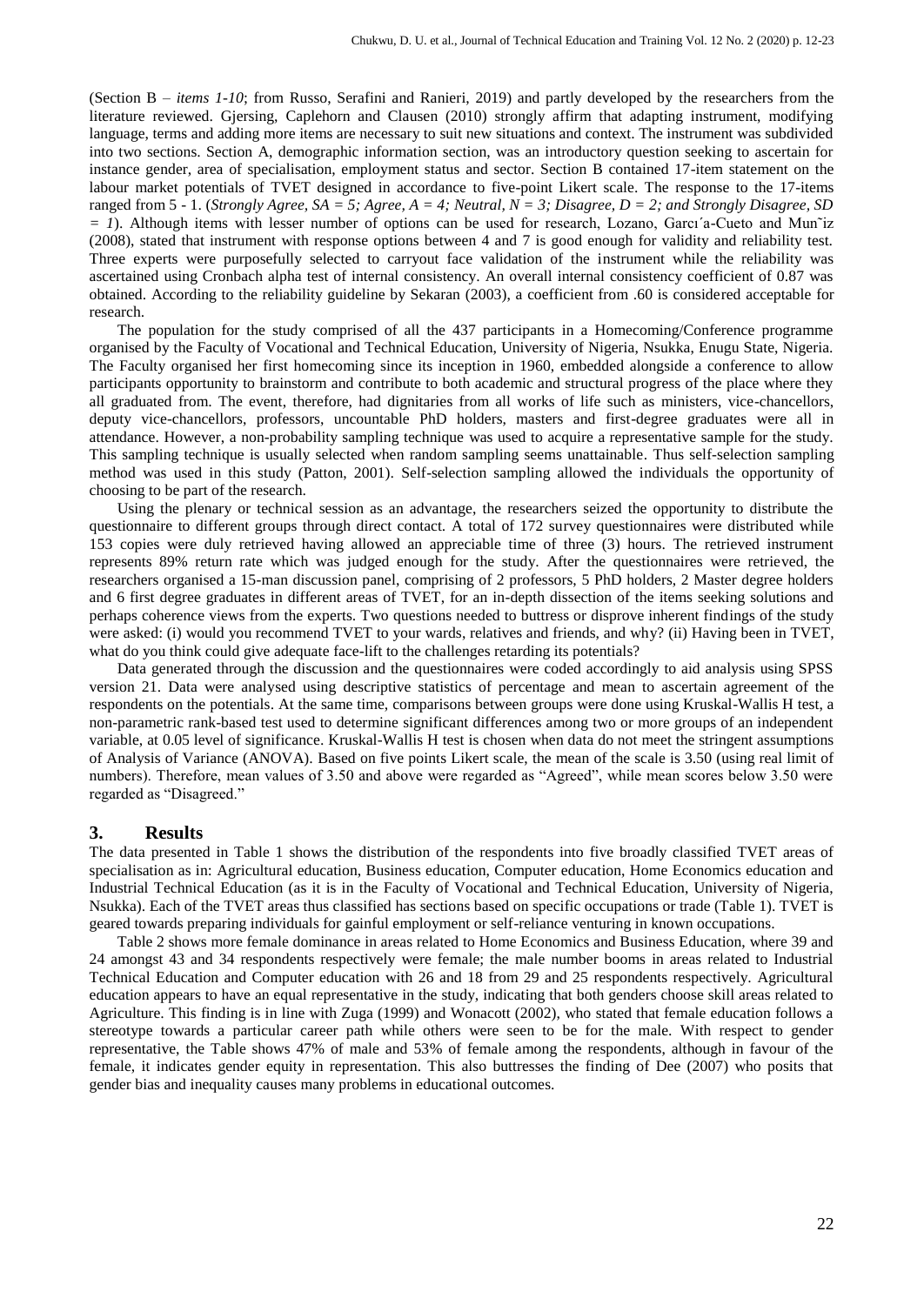(Section B – *items 1-10*; from Russo, Serafini and Ranieri, 2019) and partly developed by the researchers from the literature reviewed. Gjersing, Caplehorn and Clausen (2010) strongly affirm that adapting instrument, modifying language, terms and adding more items are necessary to suit new situations and context. The instrument was subdivided into two sections. Section A, demographic information section, was an introductory question seeking to ascertain for instance gender, area of specialisation, employment status and sector. Section B contained 17-item statement on the labour market potentials of TVET designed in accordance to five-point Likert scale. The response to the 17-items ranged from 5 - 1. (*Strongly Agree, SA = 5; Agree, A = 4; Neutral, N = 3; Disagree, D = 2; and Strongly Disagree, SD = 1*). Although items with lesser number of options can be used for research, Lozano, Garcı´a-Cueto and Mun˜iz (2008), stated that instrument with response options between 4 and 7 is good enough for validity and reliability test. Three experts were purposefully selected to carryout face validation of the instrument while the reliability was ascertained using Cronbach alpha test of internal consistency. An overall internal consistency coefficient of 0.87 was obtained. According to the reliability guideline by Sekaran (2003), a coefficient from .60 is considered acceptable for research.

The population for the study comprised of all the 437 participants in a Homecoming/Conference programme organised by the Faculty of Vocational and Technical Education, University of Nigeria, Nsukka, Enugu State, Nigeria. The Faculty organised her first homecoming since its inception in 1960, embedded alongside a conference to allow participants opportunity to brainstorm and contribute to both academic and structural progress of the place where they all graduated from. The event, therefore, had dignitaries from all works of life such as ministers, vice-chancellors, deputy vice-chancellors, professors, uncountable PhD holders, masters and first-degree graduates were all in attendance. However, a non-probability sampling technique was used to acquire a representative sample for the study. This sampling technique is usually selected when random sampling seems unattainable. Thus self-selection sampling method was used in this study (Patton, 2001). Self-selection sampling allowed the individuals the opportunity of choosing to be part of the research.

Using the plenary or technical session as an advantage, the researchers seized the opportunity to distribute the questionnaire to different groups through direct contact. A total of 172 survey questionnaires were distributed while 153 copies were duly retrieved having allowed an appreciable time of three (3) hours. The retrieved instrument represents 89% return rate which was judged enough for the study. After the questionnaires were retrieved, the researchers organised a 15-man discussion panel, comprising of 2 professors, 5 PhD holders, 2 Master degree holders and 6 first degree graduates in different areas of TVET, for an in-depth dissection of the items seeking solutions and perhaps coherence views from the experts. Two questions needed to buttress or disprove inherent findings of the study were asked: (i) would you recommend TVET to your wards, relatives and friends, and why? (ii) Having been in TVET, what do you think could give adequate face-lift to the challenges retarding its potentials?

Data generated through the discussion and the questionnaires were coded accordingly to aid analysis using SPSS version 21. Data were analysed using descriptive statistics of percentage and mean to ascertain agreement of the respondents on the potentials. At the same time, comparisons between groups were done using Kruskal-Wallis H test, a non-parametric rank-based test used to determine significant differences among two or more groups of an independent variable, at 0.05 level of significance. Kruskal-Wallis H test is chosen when data do not meet the stringent assumptions of Analysis of Variance (ANOVA). Based on five points Likert scale, the mean of the scale is 3.50 (using real limit of numbers). Therefore, mean values of 3.50 and above were regarded as "Agreed", while mean scores below 3.50 were regarded as "Disagreed."

## 3. Results

The data presented in Table 1 shows the distribution of the respondents into five broadly classified TVET areas of specialisation as in: Agricultural education, Business education, Computer education, Home Economics education and Industrial Technical Education (as it is in the Faculty of Vocational and Technical Education, University of Nigeria, Nsukka). Each of the TVET areas thus classified has sections based on specific occupations or trade (Table 1). TVET is geared towards preparing individuals for gainful employment or self-reliance venturing in known occupations.

Table 2 shows more female dominance in areas related to Home Economics and Business Education, where 39 and 24 amongst 43 and 34 respondents respectively were female; the male number booms in areas related to Industrial Technical Education and Computer education with 26 and 18 from 29 and 25 respondents respectively. Agricultural education appears to have an equal representative in the study, indicating that both genders choose skill areas related to Agriculture. This finding is in line with Zuga (1999) and Wonacott (2002), who stated that female education follows a stereotype towards a particular career path while others were seen to be for the male. With respect to gender representative, the Table shows 47% of male and 53% of female among the respondents, although in favour of the female, it indicates gender equity in representation. This also buttresses the finding of Dee (2007) who posits that gender bias and inequality causes many problems in educational outcomes.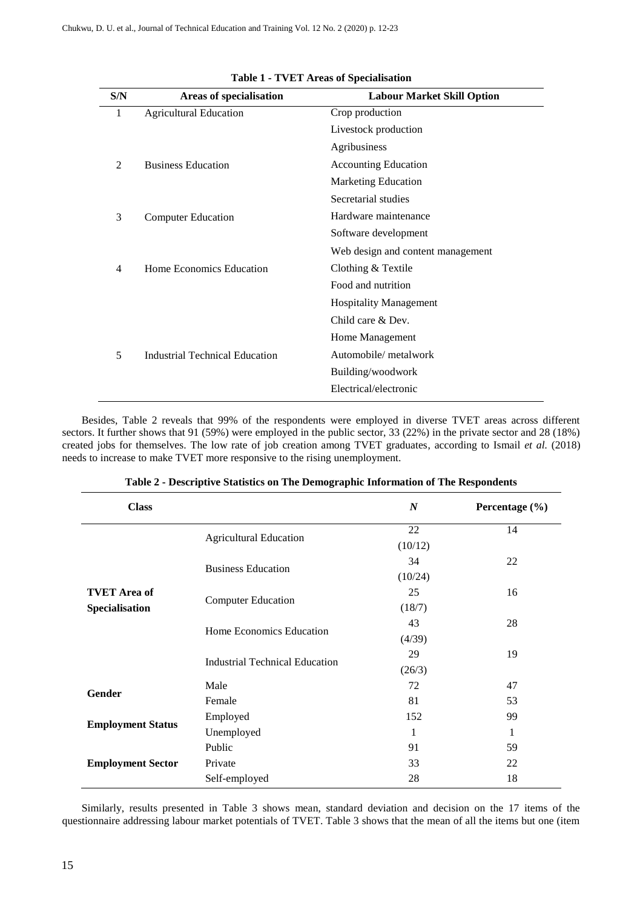**Table 1 - TVET Areas of Specialisation**

| S/N | Areas of specialisation | Labour Market Skill Option |
|---|---|---|
| 1 | Agricultural Education | Crop production |
| | | Livestock production |
| | | Agribusiness |
| 2 | Business Education | Accounting Education |
| | | Marketing Education |
| | | Secretarial studies |
| 3 | Computer Education | Hardware maintenance |
| | | Software development |
| | | Web design and content management |
| 4 | Home Economics Education | Clothing & Textile |
| | | Food and nutrition |
| | | Hospitality Management |
| | | Child care & Dev. |
| | | Home Management |
| 5 | Industrial Technical Education | Automobile/ metalwork |
| | | Building/woodwork |
| | | Electrical/electronic |

Besides, Table 2 reveals that 99% of the respondents were employed in diverse TVET areas across different sectors. It further shows that 91 (59%) were employed in the public sector, 33 (22%) in the private sector and 28 (18%) created jobs for themselves. The low rate of job creation among TVET graduates, according to Ismail *et al.* (2018) needs to increase to make TVET more responsive to the rising unemployment.

**Table 2 - Descriptive Statistics on The Demographic Information of The Respondents**

| Class | | *N* | Percentage (%) |
|---|---|---|---|
| **TVET Area of Specialisation** | Agricultural Education | 22 (10/12) | 14 |
| | Business Education | 34 (10/24) | 22 |
| | Computer Education | 25 (18/7) | 16 |
| | Home Economics Education | 43 (4/39) | 28 |
| | Industrial Technical Education | 29 (26/3) | 19 |
| **Gender** | Male | 72 | 47 |
| | Female | 81 | 53 |
| **Employment Status** | Employed | 152 | 99 |
| | Unemployed | 1 | 1 |
| **Employment Sector** | Public | 91 | 59 |
| | Private | 33 | 22 |
| | Self-employed | 28 | 18 |

Similarly, results presented in Table 3 shows mean, standard deviation and decision on the 17 items of the questionnaire addressing labour market potentials of TVET. Table 3 shows that the mean of all the items but one (item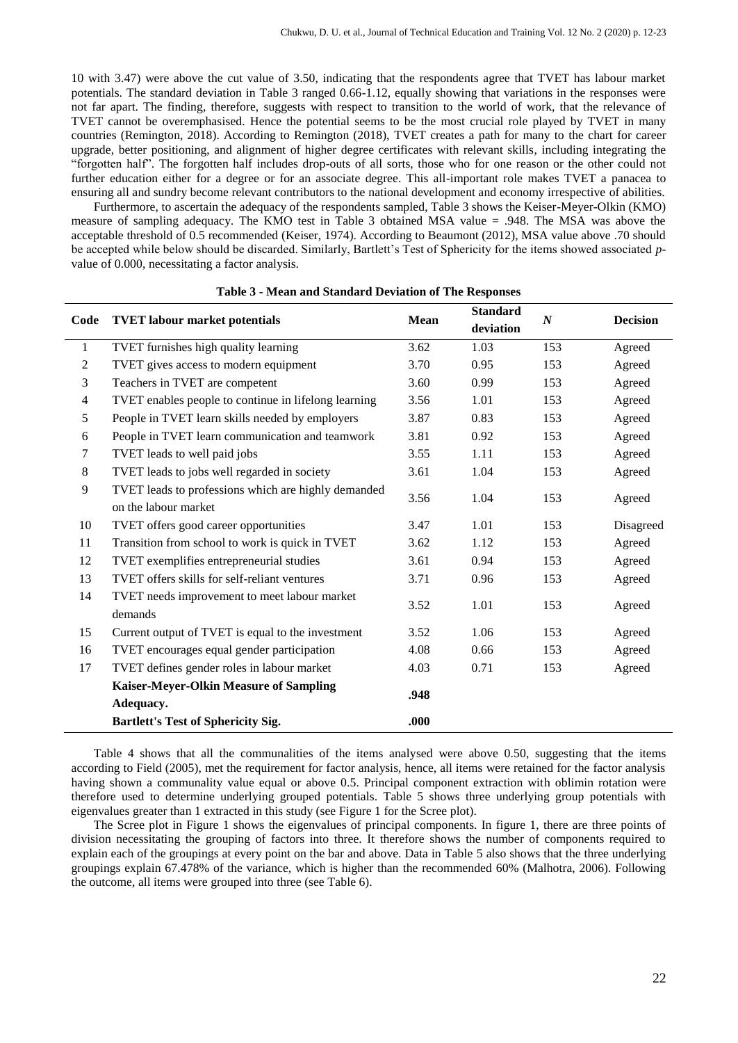10 with 3.47) were above the cut value of 3.50, indicating that the respondents agree that TVET has labour market potentials. The standard deviation in Table 3 ranged 0.66-1.12, equally showing that variations in the responses were not far apart. The finding, therefore, suggests with respect to transition to the world of work, that the relevance of TVET cannot be overemphasised. Hence the potential seems to be the most crucial role played by TVET in many countries (Remington, 2018). According to Remington (2018), TVET creates a path for many to the chart for career upgrade, better positioning, and alignment of higher degree certificates with relevant skills, including integrating the "forgotten half". The forgotten half includes drop-outs of all sorts, those who for one reason or the other could not further education either for a degree or for an associate degree. This all-important role makes TVET a panacea to ensuring all and sundry become relevant contributors to the national development and economy irrespective of abilities.

Furthermore, to ascertain the adequacy of the respondents sampled, Table 3 shows the Keiser-Meyer-Olkin (KMO) measure of sampling adequacy. The KMO test in Table 3 obtained MSA value = .948. The MSA was above the acceptable threshold of 0.5 recommended (Keiser, 1974). According to Beaumont (2012), MSA value above .70 should be accepted while below should be discarded. Similarly, Bartlett's Test of Sphericity for the items showed associated *p*-value of 0.000, necessitating a factor analysis.

**Table 3 - Mean and Standard Deviation of The Responses**

| Code | TVET labour market potentials | Mean | Standard deviation | *N* | Decision |
|---|---|---|---|---|---|
| 1 | TVET furnishes high quality learning | 3.62 | 1.03 | 153 | Agreed |
| 2 | TVET gives access to modern equipment | 3.70 | 0.95 | 153 | Agreed |
| 3 | Teachers in TVET are competent | 3.60 | 0.99 | 153 | Agreed |
| 4 | TVET enables people to continue in lifelong learning | 3.56 | 1.01 | 153 | Agreed |
| 5 | People in TVET learn skills needed by employers | 3.87 | 0.83 | 153 | Agreed |
| 6 | People in TVET learn communication and teamwork | 3.81 | 0.92 | 153 | Agreed |
| 7 | TVET leads to well paid jobs | 3.55 | 1.11 | 153 | Agreed |
| 8 | TVET leads to jobs well regarded in society | 3.61 | 1.04 | 153 | Agreed |
| 9 | TVET leads to professions which are highly demanded on the labour market | 3.56 | 1.04 | 153 | Agreed |
| 10 | TVET offers good career opportunities | 3.47 | 1.01 | 153 | Disagreed |
| 11 | Transition from school to work is quick in TVET | 3.62 | 1.12 | 153 | Agreed |
| 12 | TVET exemplifies entrepreneurial studies | 3.61 | 0.94 | 153 | Agreed |
| 13 | TVET offers skills for self-reliant ventures | 3.71 | 0.96 | 153 | Agreed |
| 14 | TVET needs improvement to meet labour market demands | 3.52 | 1.01 | 153 | Agreed |
| 15 | Current output of TVET is equal to the investment | 3.52 | 1.06 | 153 | Agreed |
| 16 | TVET encourages equal gender participation | 4.08 | 0.66 | 153 | Agreed |
| 17 | TVET defines gender roles in labour market | 4.03 | 0.71 | 153 | Agreed |
| | **Kaiser-Meyer-Olkin Measure of Sampling Adequacy.** | **.948** | | | |
| | **Bartlett's Test of Sphericity Sig.** | **.000** | | | |

Table 4 shows that all the communalities of the items analysed were above 0.50, suggesting that the items according to Field (2005), met the requirement for factor analysis, hence, all items were retained for the factor analysis having shown a communality value equal or above 0.5. Principal component extraction with oblimin rotation were therefore used to determine underlying grouped potentials. Table 5 shows three underlying group potentials with eigenvalues greater than 1 extracted in this study (see Figure 1 for the Scree plot).

The Scree plot in Figure 1 shows the eigenvalues of principal components. In figure 1, there are three points of division necessitating the grouping of factors into three. It therefore shows the number of components required to explain each of the groupings at every point on the bar and above. Data in Table 5 also shows that the three underlying groupings explain 67.478% of the variance, which is higher than the recommended 60% (Malhotra, 2006). Following the outcome, all items were grouped into three (see Table 6).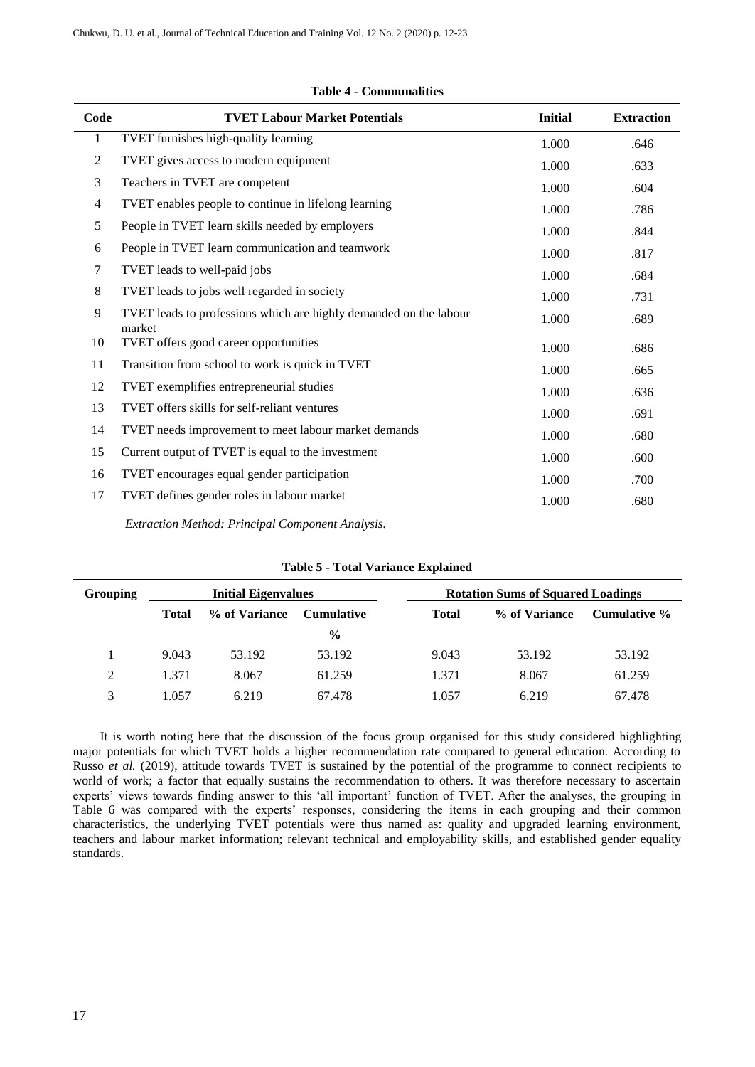**Table 4 - Communalities**

| Code | TVET Labour Market Potentials | Initial | Extraction |
|---|---|---|---|
| 1 | TVET furnishes high-quality learning | 1.000 | .646 |
| 2 | TVET gives access to modern equipment | 1.000 | .633 |
| 3 | Teachers in TVET are competent | 1.000 | .604 |
| 4 | TVET enables people to continue in lifelong learning | 1.000 | .786 |
| 5 | People in TVET learn skills needed by employers | 1.000 | .844 |
| 6 | People in TVET learn communication and teamwork | 1.000 | .817 |
| 7 | TVET leads to well-paid jobs | 1.000 | .684 |
| 8 | TVET leads to jobs well regarded in society | 1.000 | .731 |
| 9 | TVET leads to professions which are highly demanded on the labour market | 1.000 | .689 |
| 10 | TVET offers good career opportunities | 1.000 | .686 |
| 11 | Transition from school to work is quick in TVET | 1.000 | .665 |
| 12 | TVET exemplifies entrepreneurial studies | 1.000 | .636 |
| 13 | TVET offers skills for self-reliant ventures | 1.000 | .691 |
| 14 | TVET needs improvement to meet labour market demands | 1.000 | .680 |
| 15 | Current output of TVET is equal to the investment | 1.000 | .600 |
| 16 | TVET encourages equal gender participation | 1.000 | .700 |
| 17 | TVET defines gender roles in labour market | 1.000 | .680 |

*Extraction Method: Principal Component Analysis.*

**Table 5 - Total Variance Explained**

| Grouping | Initial Eigenvalues | | | Rotation Sums of Squared Loadings | | |
|---|---|---|---|---|---|---|
| | Total | % of Variance | Cumulative % | Total | % of Variance | Cumulative % |
| 1 | 9.043 | 53.192 | 53.192 | 9.043 | 53.192 | 53.192 |
| 2 | 1.371 | 8.067 | 61.259 | 1.371 | 8.067 | 61.259 |
| 3 | 1.057 | 6.219 | 67.478 | 1.057 | 6.219 | 67.478 |

It is worth noting here that the discussion of the focus group organised for this study considered highlighting major potentials for which TVET holds a higher recommendation rate compared to general education. According to Russo *et al.* (2019), attitude towards TVET is sustained by the potential of the programme to connect recipients to world of work; a factor that equally sustains the recommendation to others. It was therefore necessary to ascertain experts' views towards finding answer to this 'all important' function of TVET. After the analyses, the grouping in Table 6 was compared with the experts' responses, considering the items in each grouping and their common characteristics, the underlying TVET potentials were thus named as: quality and upgraded learning environment, teachers and labour market information; relevant technical and employability skills, and established gender equality standards.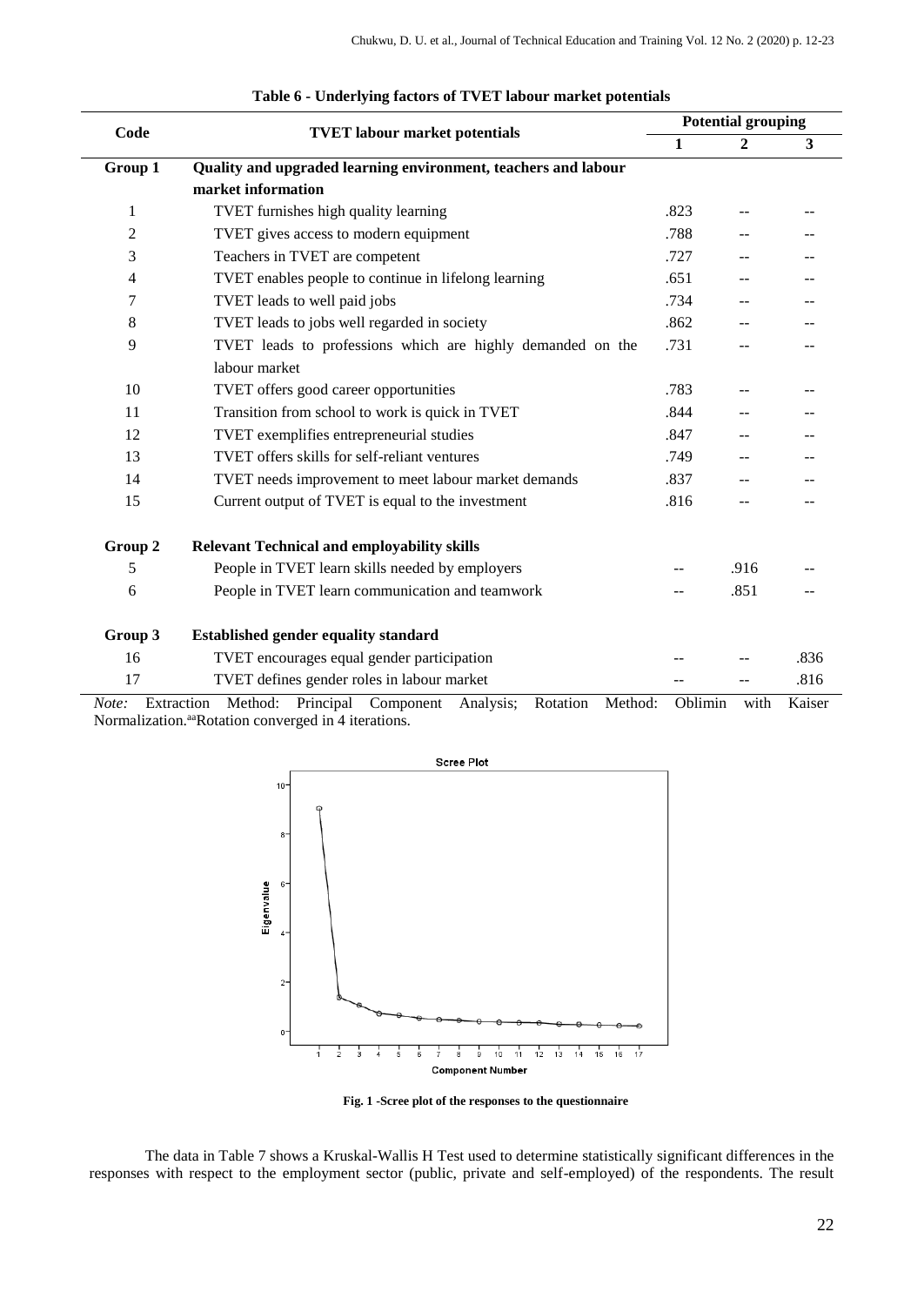**Table 6 - Underlying factors of TVET labour market potentials**

| Code | TVET labour market potentials | Potential grouping | | |
|---|---|---|---|---|
| | | 1 | 2 | 3 |
| **Group 1** | **Quality and upgraded learning environment, teachers and labour market information** | | | |
| 1 | TVET furnishes high quality learning | .823 | -- | -- |
| 2 | TVET gives access to modern equipment | .788 | -- | -- |
| 3 | Teachers in TVET are competent | .727 | -- | -- |
| 4 | TVET enables people to continue in lifelong learning | .651 | -- | -- |
| 7 | TVET leads to well paid jobs | .734 | -- | -- |
| 8 | TVET leads to jobs well regarded in society | .862 | -- | -- |
| 9 | TVET leads to professions which are highly demanded on the labour market | .731 | -- | -- |
| 10 | TVET offers good career opportunities | .783 | -- | -- |
| 11 | Transition from school to work is quick in TVET | .844 | -- | -- |
| 12 | TVET exemplifies entrepreneurial studies | .847 | -- | -- |
| 13 | TVET offers skills for self-reliant ventures | .749 | -- | -- |
| 14 | TVET needs improvement to meet labour market demands | .837 | -- | -- |
| 15 | Current output of TVET is equal to the investment | .816 | -- | -- |
| **Group 2** | **Relevant Technical and employability skills** | | | |
| 5 | People in TVET learn skills needed by employers | -- | .916 | -- |
| 6 | People in TVET learn communication and teamwork | -- | .851 | -- |
| **Group 3** | **Established gender equality standard** | | | |
| 16 | TVET encourages equal gender participation | -- | -- | .836 |
| 17 | TVET defines gender roles in labour market | -- | -- | .816 |

*Note:* Extraction Method: Principal Component Analysis; Rotation Method: Oblimin with Kaiser Normalization.[aa]Rotation converged in 4 iterations.

**Fig. 1 -Scree plot of the responses to the questionnaire**

The data in Table 7 shows a Kruskal-Wallis H Test used to determine statistically significant differences in the responses with respect to the employment sector (public, private and self-employed) of the respondents. The result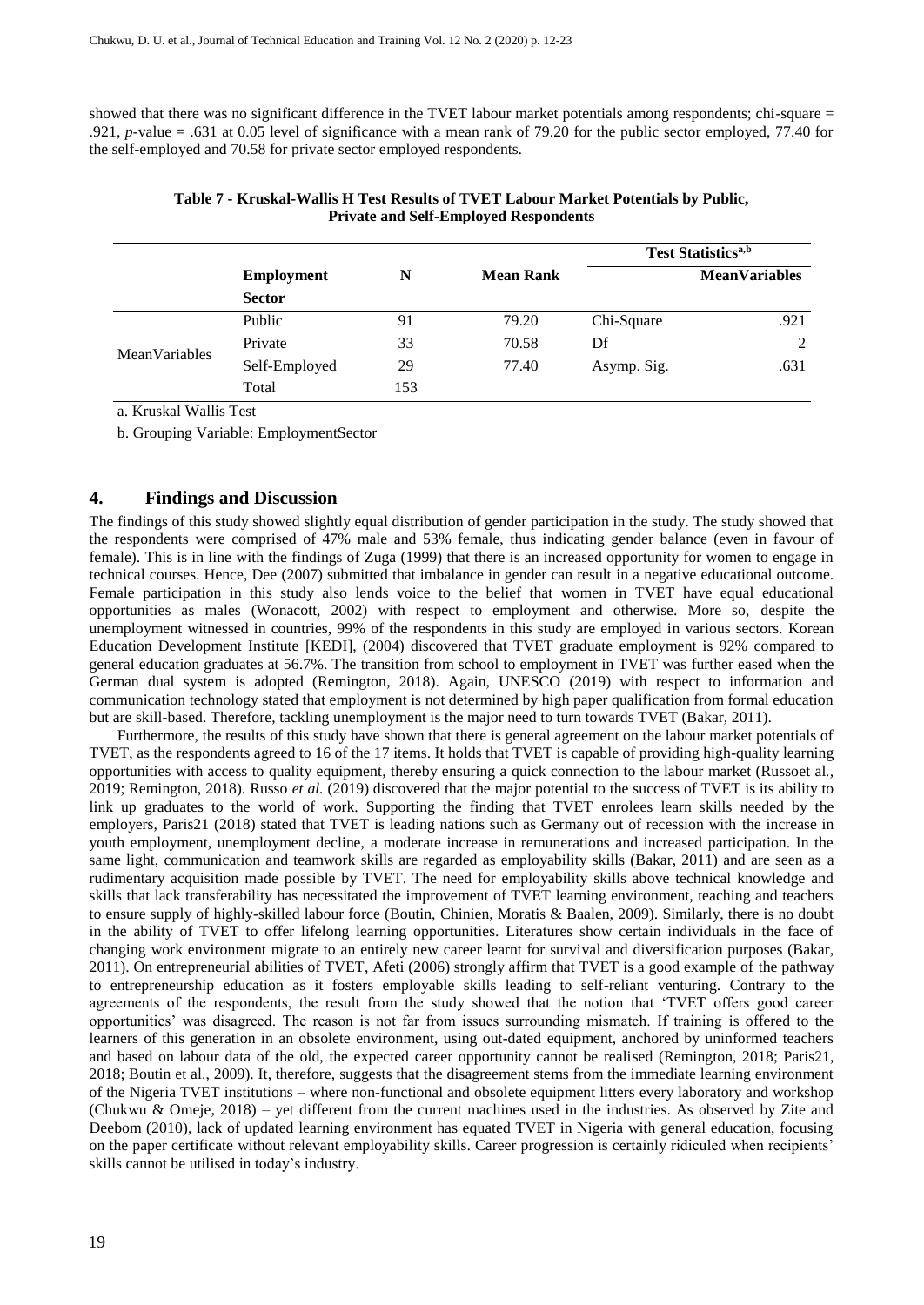showed that there was no significant difference in the TVET labour market potentials among respondents; chi-square = .921, *p*-value = .631 at 0.05 level of significance with a mean rank of 79.20 for the public sector employed, 77.40 for the self-employed and 70.58 for private sector employed respondents.

**Table 7 - Kruskal-Wallis H Test Results of TVET Labour Market Potentials by Public, Private and Self-Employed Respondents**

| | Employment Sector | N | Mean Rank | Test Statistics[a,b] | |
|---|---|---|---|---|---|
| | | | | | MeanVariables |
| MeanVariables | Public | 91 | 79.20 | Chi-Square | .921 |
| | Private | 33 | 70.58 | Df | 2 |
| | Self-Employed | 29 | 77.40 | Asymp. Sig. | .631 |
| | Total | 153 | | | |

a. Kruskal Wallis Test

b. Grouping Variable: EmploymentSector

## 4. Findings and Discussion

The findings of this study showed slightly equal distribution of gender participation in the study. The study showed that the respondents were comprised of 47% male and 53% female, thus indicating gender balance (even in favour of female). This is in line with the findings of Zuga (1999) that there is an increased opportunity for women to engage in technical courses. Hence, Dee (2007) submitted that imbalance in gender can result in a negative educational outcome. Female participation in this study also lends voice to the belief that women in TVET have equal educational opportunities as males (Wonacott, 2002) with respect to employment and otherwise. More so, despite the unemployment witnessed in countries, 99% of the respondents in this study are employed in various sectors. Korean Education Development Institute [KEDI], (2004) discovered that TVET graduate employment is 92% compared to general education graduates at 56.7%. The transition from school to employment in TVET was further eased when the German dual system is adopted (Remington, 2018). Again, UNESCO (2019) with respect to information and communication technology stated that employment is not determined by high paper qualification from formal education but are skill-based. Therefore, tackling unemployment is the major need to turn towards TVET (Bakar, 2011).

Furthermore, the results of this study have shown that there is general agreement on the labour market potentials of TVET, as the respondents agreed to 16 of the 17 items. It holds that TVET is capable of providing high-quality learning opportunities with access to quality equipment, thereby ensuring a quick connection to the labour market (Russoet al*.,* 2019; Remington, 2018). Russo *et al.* (2019) discovered that the major potential to the success of TVET is its ability to link up graduates to the world of work. Supporting the finding that TVET enrolees learn skills needed by the employers, Paris21 (2018) stated that TVET is leading nations such as Germany out of recession with the increase in youth employment, unemployment decline, a moderate increase in remunerations and increased participation. In the same light, communication and teamwork skills are regarded as employability skills (Bakar, 2011) and are seen as a rudimentary acquisition made possible by TVET. The need for employability skills above technical knowledge and skills that lack transferability has necessitated the improvement of TVET learning environment, teaching and teachers to ensure supply of highly-skilled labour force (Boutin, Chinien, Moratis & Baalen, 2009). Similarly, there is no doubt in the ability of TVET to offer lifelong learning opportunities. Literatures show certain individuals in the face of changing work environment migrate to an entirely new career learnt for survival and diversification purposes (Bakar, 2011). On entrepreneurial abilities of TVET, Afeti (2006) strongly affirm that TVET is a good example of the pathway to entrepreneurship education as it fosters employable skills leading to self-reliant venturing. Contrary to the agreements of the respondents, the result from the study showed that the notion that 'TVET offers good career opportunities' was disagreed. The reason is not far from issues surrounding mismatch. If training is offered to the learners of this generation in an obsolete environment, using out-dated equipment, anchored by uninformed teachers and based on labour data of the old, the expected career opportunity cannot be realised (Remington, 2018; Paris21, 2018; Boutin et al., 2009). It, therefore, suggests that the disagreement stems from the immediate learning environment of the Nigeria TVET institutions – where non-functional and obsolete equipment litters every laboratory and workshop (Chukwu & Omeje, 2018) – yet different from the current machines used in the industries. As observed by Zite and Deebom (2010), lack of updated learning environment has equated TVET in Nigeria with general education, focusing on the paper certificate without relevant employability skills. Career progression is certainly ridiculed when recipients' skills cannot be utilised in today's industry.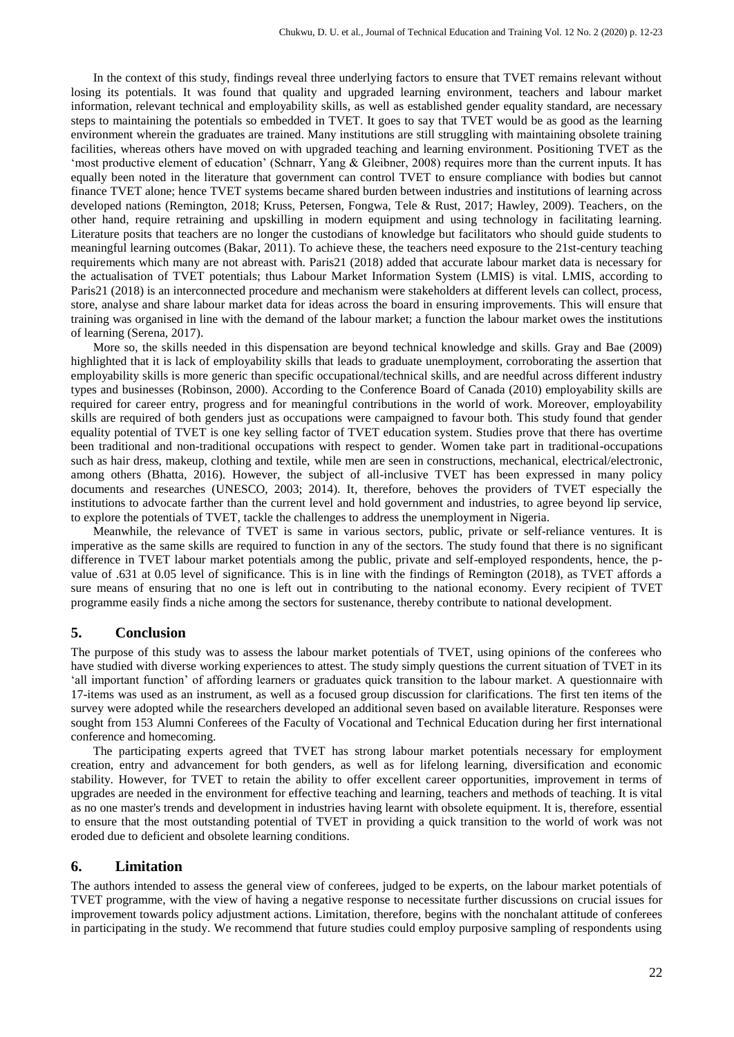In the context of this study, findings reveal three underlying factors to ensure that TVET remains relevant without losing its potentials. It was found that quality and upgraded learning environment, teachers and labour market information, relevant technical and employability skills, as well as established gender equality standard, are necessary steps to maintaining the potentials so embedded in TVET. It goes to say that TVET would be as good as the learning environment wherein the graduates are trained. Many institutions are still struggling with maintaining obsolete training facilities, whereas others have moved on with upgraded teaching and learning environment. Positioning TVET as the 'most productive element of education' (Schnarr, Yang & Gleibner, 2008) requires more than the current inputs. It has equally been noted in the literature that government can control TVET to ensure compliance with bodies but cannot finance TVET alone; hence TVET systems became shared burden between industries and institutions of learning across developed nations (Remington, 2018; Kruss, Petersen, Fongwa, Tele & Rust, 2017; Hawley, 2009). Teachers, on the other hand, require retraining and upskilling in modern equipment and using technology in facilitating learning. Literature posits that teachers are no longer the custodians of knowledge but facilitators who should guide students to meaningful learning outcomes (Bakar, 2011). To achieve these, the teachers need exposure to the 21st-century teaching requirements which many are not abreast with. Paris21 (2018) added that accurate labour market data is necessary for the actualisation of TVET potentials; thus Labour Market Information System (LMIS) is vital. LMIS, according to Paris21 (2018) is an interconnected procedure and mechanism were stakeholders at different levels can collect, process, store, analyse and share labour market data for ideas across the board in ensuring improvements. This will ensure that training was organised in line with the demand of the labour market; a function the labour market owes the institutions of learning (Serena, 2017).

More so, the skills needed in this dispensation are beyond technical knowledge and skills. Gray and Bae (2009) highlighted that it is lack of employability skills that leads to graduate unemployment, corroborating the assertion that employability skills is more generic than specific occupational/technical skills, and are needful across different industry types and businesses (Robinson, 2000). According to the Conference Board of Canada (2010) employability skills are required for career entry, progress and for meaningful contributions in the world of work. Moreover, employability skills are required of both genders just as occupations were campaigned to favour both. This study found that gender equality potential of TVET is one key selling factor of TVET education system. Studies prove that there has overtime been traditional and non-traditional occupations with respect to gender. Women take part in traditional-occupations such as hair dress, makeup, clothing and textile, while men are seen in constructions, mechanical, electrical/electronic, among others (Bhatta, 2016). However, the subject of all-inclusive TVET has been expressed in many policy documents and researches (UNESCO, 2003; 2014). It, therefore, behoves the providers of TVET especially the institutions to advocate farther than the current level and hold government and industries, to agree beyond lip service, to explore the potentials of TVET, tackle the challenges to address the unemployment in Nigeria.

Meanwhile, the relevance of TVET is same in various sectors, public, private or self-reliance ventures. It is imperative as the same skills are required to function in any of the sectors. The study found that there is no significant difference in TVET labour market potentials among the public, private and self-employed respondents, hence, the p-value of .631 at 0.05 level of significance. This is in line with the findings of Remington (2018), as TVET affords a sure means of ensuring that no one is left out in contributing to the national economy. Every recipient of TVET programme easily finds a niche among the sectors for sustenance, thereby contribute to national development.

## 5. Conclusion

The purpose of this study was to assess the labour market potentials of TVET, using opinions of the conferees who have studied with diverse working experiences to attest. The study simply questions the current situation of TVET in its 'all important function' of affording learners or graduates quick transition to the labour market. A questionnaire with 17-items was used as an instrument, as well as a focused group discussion for clarifications. The first ten items of the survey were adopted while the researchers developed an additional seven based on available literature. Responses were sought from 153 Alumni Conferees of the Faculty of Vocational and Technical Education during her first international conference and homecoming.

The participating experts agreed that TVET has strong labour market potentials necessary for employment creation, entry and advancement for both genders, as well as for lifelong learning, diversification and economic stability. However, for TVET to retain the ability to offer excellent career opportunities, improvement in terms of upgrades are needed in the environment for effective teaching and learning, teachers and methods of teaching. It is vital as no one master's trends and development in industries having learnt with obsolete equipment. It is, therefore, essential to ensure that the most outstanding potential of TVET in providing a quick transition to the world of work was not eroded due to deficient and obsolete learning conditions.

## 6. Limitation

The authors intended to assess the general view of conferees, judged to be experts, on the labour market potentials of TVET programme, with the view of having a negative response to necessitate further discussions on crucial issues for improvement towards policy adjustment actions. Limitation, therefore, begins with the nonchalant attitude of conferees in participating in the study. We recommend that future studies could employ purposive sampling of respondents using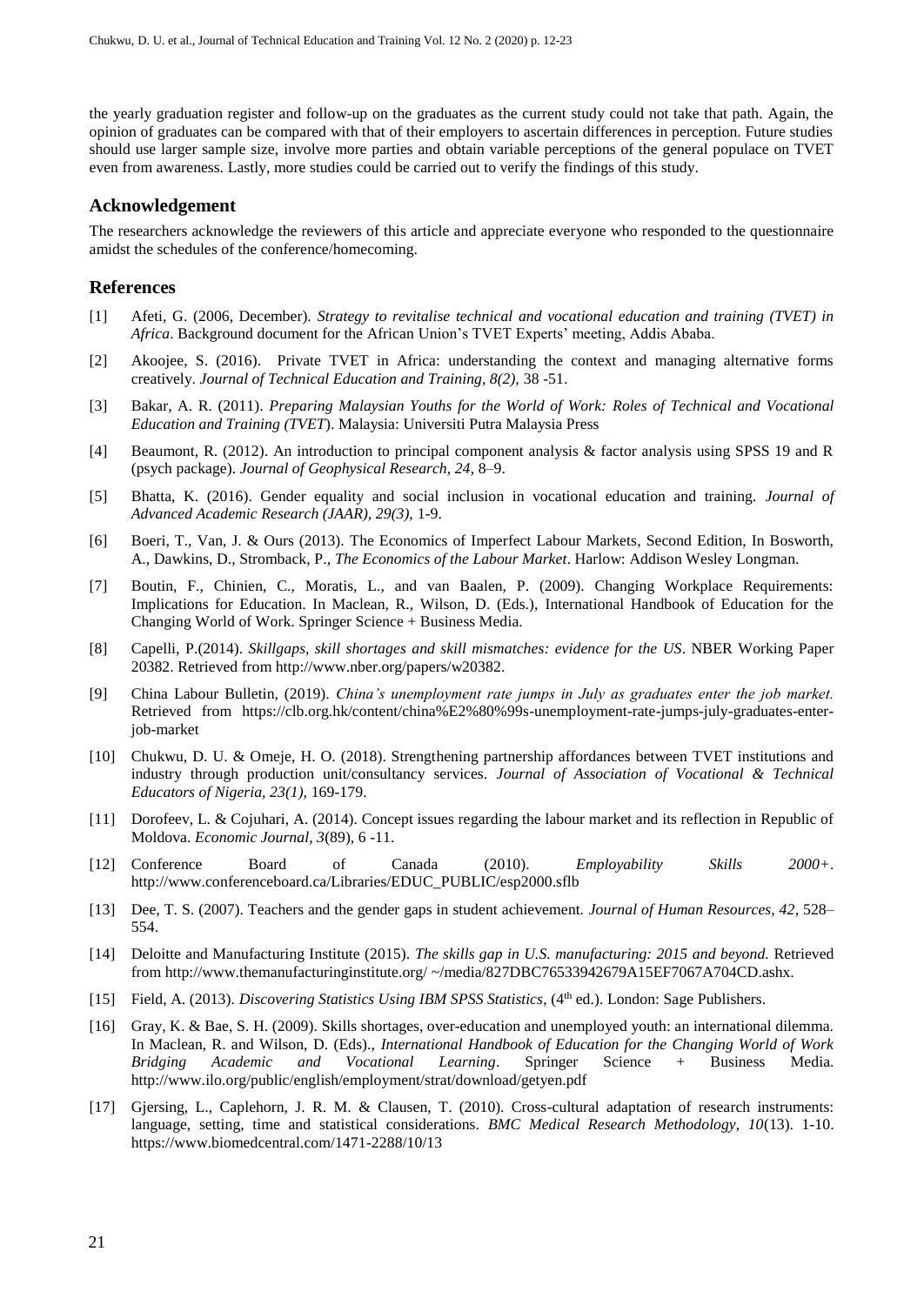the yearly graduation register and follow-up on the graduates as the current study could not take that path. Again, the opinion of graduates can be compared with that of their employers to ascertain differences in perception. Future studies should use larger sample size, involve more parties and obtain variable perceptions of the general populace on TVET even from awareness. Lastly, more studies could be carried out to verify the findings of this study.

## Acknowledgement

The researchers acknowledge the reviewers of this article and appreciate everyone who responded to the questionnaire amidst the schedules of the conference/homecoming.

## References

[1] Afeti, G. (2006, December). *Strategy to revitalise technical and vocational education and training (TVET) in Africa*. Background document for the African Union's TVET Experts' meeting, Addis Ababa.

[2] Akoojee, S. (2016). Private TVET in Africa: understanding the context and managing alternative forms creatively. *Journal of Technical Education and Training, 8(2),* 38 -51.

[3] Bakar, A. R. (2011). *Preparing Malaysian Youths for the World of Work: Roles of Technical and Vocational Education and Training (TVET*). Malaysia: Universiti Putra Malaysia Press

[4] Beaumont, R. (2012). An introduction to principal component analysis & factor analysis using SPSS 19 and R (psych package). *Journal of Geophysical Research, 24*, 8–9.

[5] Bhatta, K. (2016). Gender equality and social inclusion in vocational education and training. *Journal of Advanced Academic Research (JAAR), 29(3),* 1-9.

[6] Boeri, T., Van, J. & Ours (2013). The Economics of Imperfect Labour Markets, Second Edition, In Bosworth, A., Dawkins, D., Stromback, P., *The Economics of the Labour Market*. Harlow: Addison Wesley Longman.

[7] Boutin, F., Chinien, C., Moratis, L., and van Baalen, P. (2009). Changing Workplace Requirements: Implications for Education. In Maclean, R., Wilson, D. (Eds.), International Handbook of Education for the Changing World of Work. Springer Science + Business Media.

[8] Capelli, P.(2014). *Skillgaps, skill shortages and skill mismatches: evidence for the US*. NBER Working Paper 20382. Retrieved from http://www.nber.org/papers/w20382.

[9] China Labour Bulletin, (2019). *China's unemployment rate jumps in July as graduates enter the job market.* Retrieved from https://clb.org.hk/content/china%E2%80%99s-unemployment-rate-jumps-july-graduates-enter-job-market

[10] Chukwu, D. U. & Omeje, H. O. (2018). Strengthening partnership affordances between TVET institutions and industry through production unit/consultancy services. *Journal of Association of Vocational & Technical Educators of Nigeria, 23(1),* 169-179.

[11] Dorofeev, L. & Cojuhari, A. (2014). Concept issues regarding the labour market and its reflection in Republic of Moldova. *Economic Journal*, *3*(89), 6 -11.

[12] Conference Board of Canada (2010). *Employability Skills 2000+*. http://www.conferenceboard.ca/Libraries/EDUC_PUBLIC/esp2000.sflb

[13] Dee, T. S. (2007). Teachers and the gender gaps in student achievement. *Journal of Human Resources, 42*, 528–554.

[14] Deloitte and Manufacturing Institute (2015). *The skills gap in U.S. manufacturing: 2015 and beyond.* Retrieved from http://www.themanufacturinginstitute.org/ ~/media/827DBC76533942679A15EF7067A704CD.ashx.

[15] Field, A. (2013). *Discovering Statistics Using IBM SPSS Statistics*, (4th ed.). London: Sage Publishers.

[16] Gray, K. & Bae, S. H. (2009). Skills shortages, over-education and unemployed youth: an international dilemma. In Maclean, R. and Wilson, D. (Eds)., *International Handbook of Education for the Changing World of Work Bridging Academic and Vocational Learning*. Springer Science + Business Media. http://www.ilo.org/public/english/employment/strat/download/getyen.pdf

[17] Gjersing, L., Caplehorn, J. R. M. & Clausen, T. (2010). Cross-cultural adaptation of research instruments: language, setting, time and statistical considerations. *BMC Medical Research Methodology, 10*(13). 1-10. https://www.biomedcentral.com/1471-2288/10/13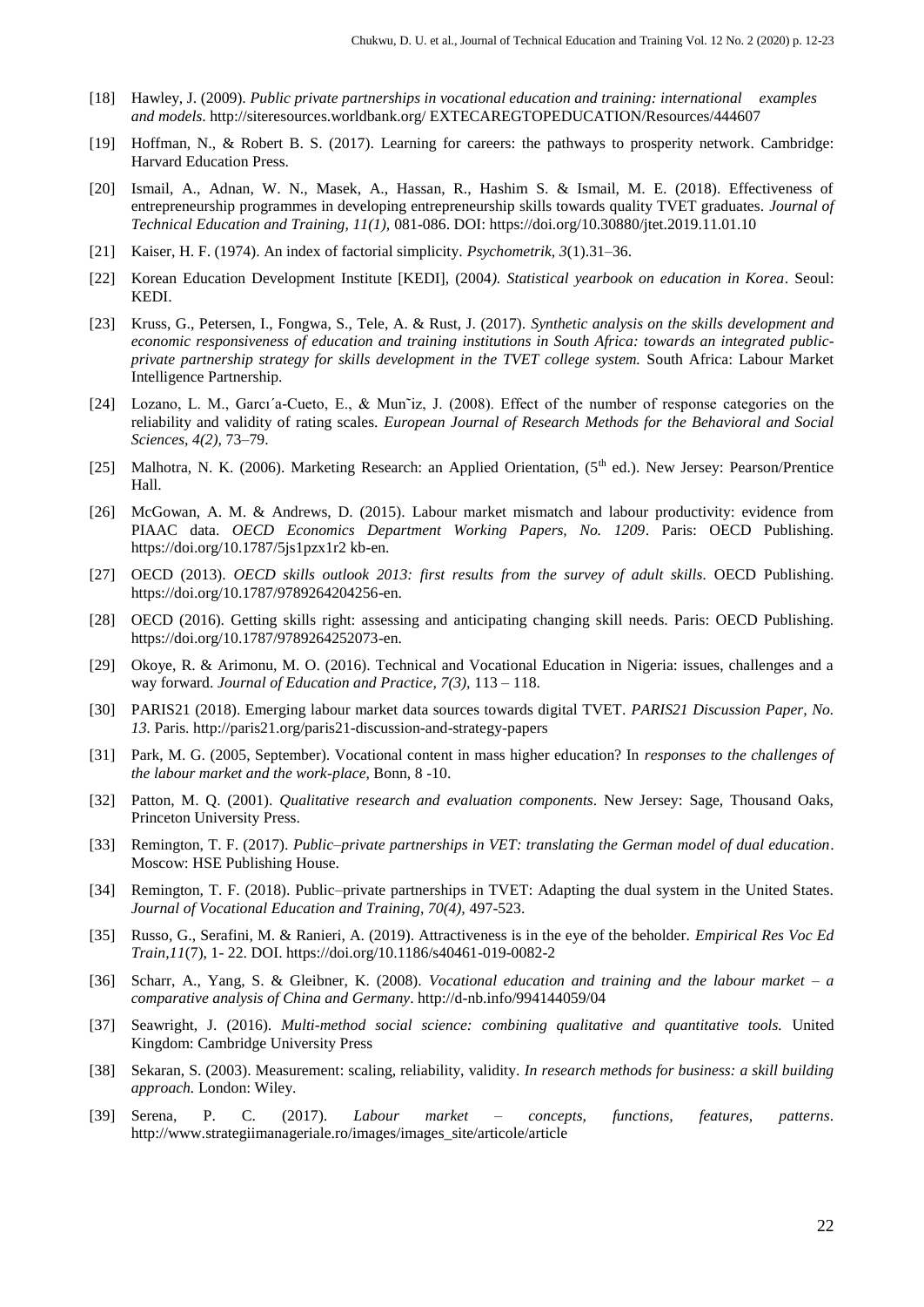[18] Hawley, J. (2009). *Public private partnerships in vocational education and training: international examples and models*. http://siteresources.worldbank.org/ EXTECAREGTOPEDUCATION/Resources/444607

[19] Hoffman, N., & Robert B. S. (2017). Learning for careers: the pathways to prosperity network. Cambridge: Harvard Education Press.

[20] Ismail, A., Adnan, W. N., Masek, A., Hassan, R., Hashim S. & Ismail, M. E. (2018). Effectiveness of entrepreneurship programmes in developing entrepreneurship skills towards quality TVET graduates. *Journal of Technical Education and Training, 11(1)*, 081-086. DOI: https://doi.org/10.30880/jtet.2019.11.01.10

[21] Kaiser, H. F. (1974). An index of factorial simplicity. *Psychometrik, 3*(1).31–36.

[22] Korean Education Development Institute [KEDI], (2004*). Statistical yearbook on education in Korea*. Seoul: KEDI.

[23] Kruss, G., Petersen, I., Fongwa, S., Tele, A. & Rust, J. (2017). *Synthetic analysis on the skills development and economic responsiveness of education and training institutions in South Africa: towards an integrated public-private partnership strategy for skills development in the TVET college system.* South Africa: Labour Market Intelligence Partnership.

[24] Lozano, L. M., Garcı´a-Cueto, E., & Mun˜iz, J. (2008). Effect of the number of response categories on the reliability and validity of rating scales. *European Journal of Research Methods for the Behavioral and Social Sciences, 4(2)*, 73–79.

[25] Malhotra, N. K. (2006). Marketing Research: an Applied Orientation, (5th ed.). New Jersey: Pearson/Prentice Hall.

[26] McGowan, A. M. & Andrews, D. (2015). Labour market mismatch and labour productivity: evidence from PIAAC data. *OECD Economics Department Working Papers, No. 1209*. Paris: OECD Publishing. https://doi.org/10.1787/5js1pzx1r2 kb-en.

[27] OECD (2013). *OECD skills outlook 2013: first results from the survey of adult skills*. OECD Publishing. https://doi.org/10.1787/9789264204256-en.

[28] OECD (2016). Getting skills right: assessing and anticipating changing skill needs. Paris: OECD Publishing. https://doi.org/10.1787/9789264252073-en.

[29] Okoye, R. & Arimonu, M. O. (2016). Technical and Vocational Education in Nigeria: issues, challenges and a way forward. *Journal of Education and Practice, 7(3)*, 113 – 118.

[30] PARIS21 (2018). Emerging labour market data sources towards digital TVET. *PARIS21 Discussion Paper, No. 13.* Paris. http://paris21.org/paris21-discussion-and-strategy-papers

[31] Park, M. G. (2005, September). Vocational content in mass higher education? In *responses to the challenges of the labour market and the work-place*, Bonn, 8 -10.

[32] Patton, M. Q. (2001). *Qualitative research and evaluation components*. New Jersey: Sage, Thousand Oaks, Princeton University Press.

[33] Remington, T. F. (2017). *Public–private partnerships in VET: translating the German model of dual education*. Moscow: HSE Publishing House.

[34] Remington, T. F. (2018). Public–private partnerships in TVET: Adapting the dual system in the United States. *Journal of Vocational Education and Training, 70(4)*, 497-523.

[35] Russo, G., Serafini, M. & Ranieri, A. (2019). Attractiveness is in the eye of the beholder. *Empirical Res Voc Ed Train,11*(7), 1- 22. DOI. https://doi.org/10.1186/s40461-019-0082-2

[36] Scharr, A., Yang, S. & Gleibner, K. (2008). *Vocational education and training and the labour market – a comparative analysis of China and Germany*. http://d-nb.info/994144059/04

[37] Seawright, J. (2016). *Multi-method social science: combining qualitative and quantitative tools.* United Kingdom: Cambridge University Press

[38] Sekaran, S. (2003). Measurement: scaling, reliability, validity. *In research methods for business: a skill building approach.* London: Wiley.

[39] Serena, P. C. (2017). *Labour market – concepts, functions, features, patterns*. http://www.strategiimanageriale.ro/images/images_site/articole/article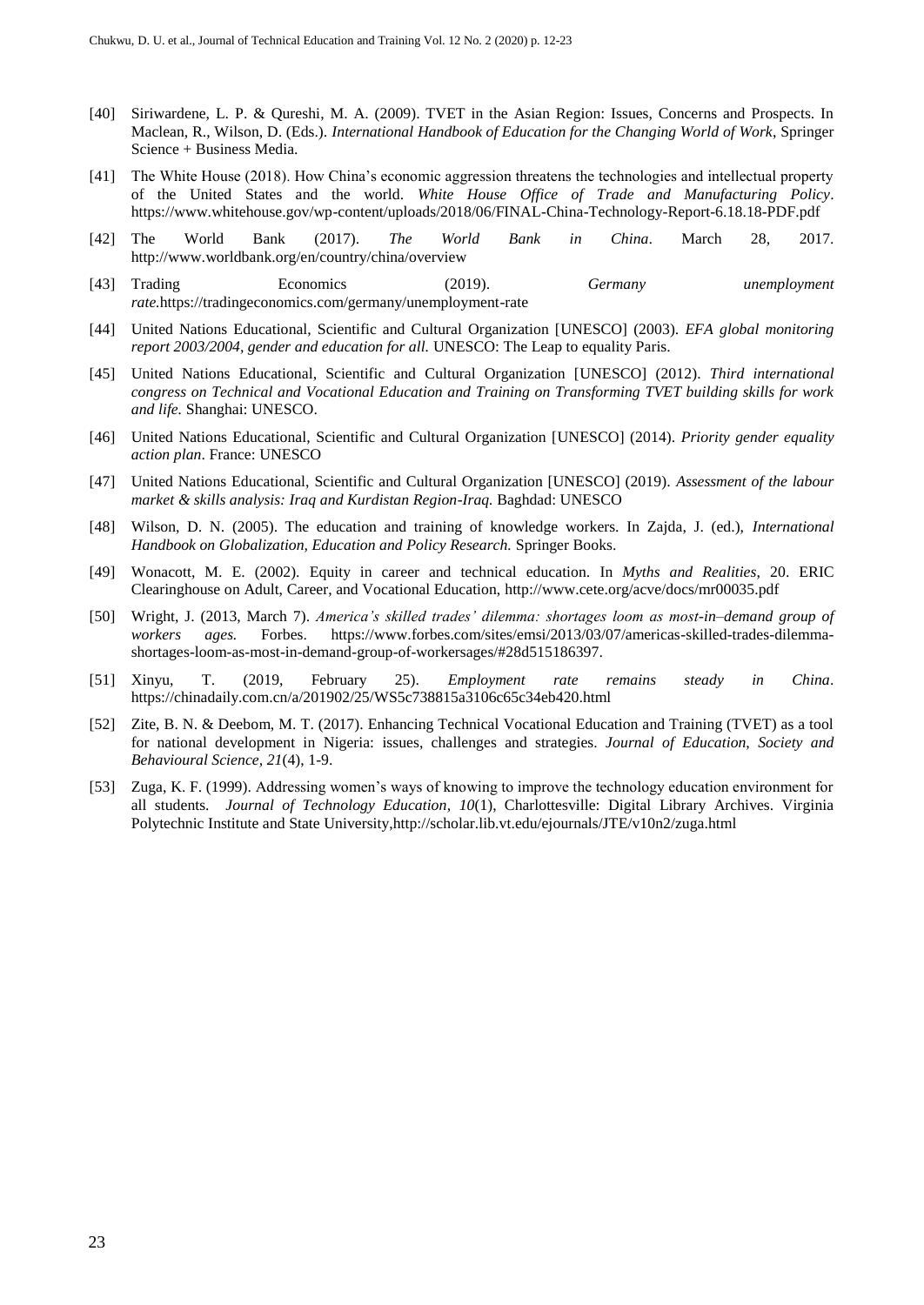[40] Siriwardene, L. P. & Qureshi, M. A. (2009). TVET in the Asian Region: Issues, Concerns and Prospects. In Maclean, R., Wilson, D. (Eds.). *International Handbook of Education for the Changing World of Work*, Springer Science + Business Media.

[41] The White House (2018). How China's economic aggression threatens the technologies and intellectual property of the United States and the world. *White House Office of Trade and Manufacturing Policy*. https://www.whitehouse.gov/wp-content/uploads/2018/06/FINAL-China-Technology-Report-6.18.18-PDF.pdf

[42] The World Bank (2017). *The World Bank in China*. March 28, 2017. http://www.worldbank.org/en/country/china/overview

[43] Trading Economics (2019). *Germany unemployment rate.*https://tradingeconomics.com/germany/unemployment-rate

[44] United Nations Educational, Scientific and Cultural Organization [UNESCO] (2003). *EFA global monitoring report 2003/2004, gender and education for all.* UNESCO: The Leap to equality Paris.

[45] United Nations Educational, Scientific and Cultural Organization [UNESCO] (2012). *Third international congress on Technical and Vocational Education and Training on Transforming TVET building skills for work and life.* Shanghai: UNESCO.

[46] United Nations Educational, Scientific and Cultural Organization [UNESCO] (2014). *Priority gender equality action plan*. France: UNESCO

[47] United Nations Educational, Scientific and Cultural Organization [UNESCO] (2019). *Assessment of the labour market & skills analysis: Iraq and Kurdistan Region-Iraq.* Baghdad: UNESCO

[48] Wilson, D. N. (2005). The education and training of knowledge workers. In Zajda, J. (ed.), *International Handbook on Globalization, Education and Policy Research.* Springer Books.

[49] Wonacott, M. E. (2002). Equity in career and technical education. In *Myths and Realities*, 20. ERIC Clearinghouse on Adult, Career, and Vocational Education, http://www.cete.org/acve/docs/mr00035.pdf

[50] Wright, J. (2013, March 7). *America's skilled trades' dilemma: shortages loom as most-in–demand group of workers ages.* Forbes. https://www.forbes.com/sites/emsi/2013/03/07/americas-skilled-trades-dilemma-shortages-loom-as-most-in-demand-group-of-workersages/#28d515186397.

[51] Xinyu, T. (2019, February 25). *Employment rate remains steady in China*. https://chinadaily.com.cn/a/201902/25/WS5c738815a3106c65c34eb420.html

[52] Zite, B. N. & Deebom, M. T. (2017). Enhancing Technical Vocational Education and Training (TVET) as a tool for national development in Nigeria: issues, challenges and strategies. *Journal of Education, Society and Behavioural Science, 21*(4), 1-9.

[53] Zuga, K. F. (1999). Addressing women's ways of knowing to improve the technology education environment for all students. *Journal of Technology Education, 10*(1), Charlottesville: Digital Library Archives. Virginia Polytechnic Institute and State University,http://scholar.lib.vt.edu/ejournals/JTE/v10n2/zuga.html